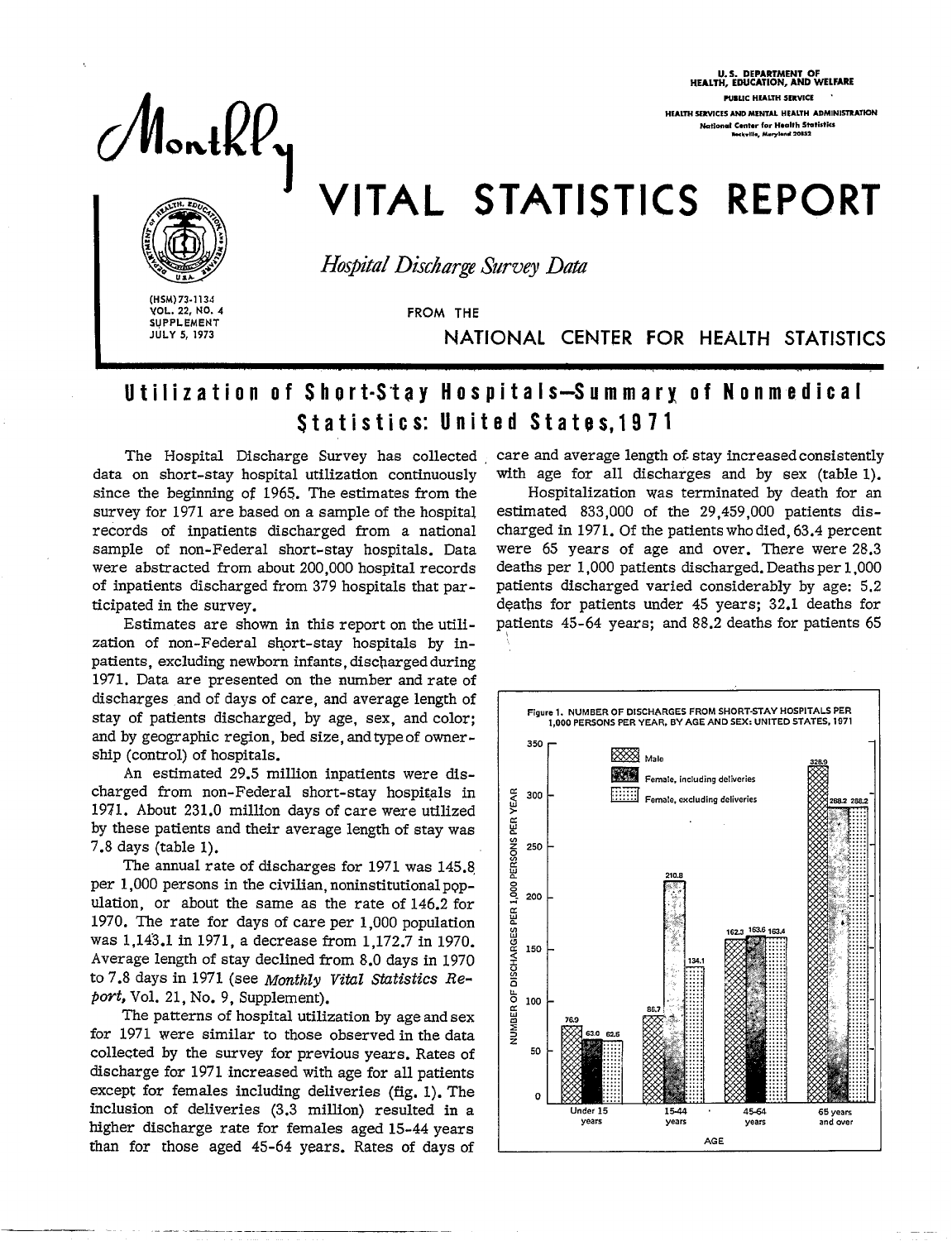U. S. DEPARTMENT OF HEALTH, EDUCATION, AND WELFARE
PUBLIC HEALTH SERVICE
HEALTH SERVICES AND MENTAL HEALTH ADMINISTRATION
National Center for Health Statistics
Rockville, Maryland 20852

# Monthly VITAL STATISTICS REPORT

*Hospital Discharge Survey Data*

FROM THE NATIONAL CENTER FOR HEALTH STATISTICS

(HSM) 73-1134
VOL. 22, NO. 4
SUPPLEMENT
JULY 5, 1973

## Utilization of Short-Stay Hospitals—Summary of Nonmedical Statistics: United States, 1971

The Hospital Discharge Survey has collected data on short-stay hospital utilization continuously since the beginning of 1965. The estimates from the survey for 1971 are based on a sample of the hospital records of inpatients discharged from a national sample of non-Federal short-stay hospitals. Data were abstracted from about 200,000 hospital records of inpatients discharged from 379 hospitals that participated in the survey.

Estimates are shown in this report on the utilization of non-Federal short-stay hospitals by inpatients, excluding newborn infants, discharged during 1971. Data are presented on the number and rate of discharges and of days of care, and average length of stay of patients discharged, by age, sex, and color; and by geographic region, bed size, and type of ownership (control) of hospitals.

An estimated 29.5 million inpatients were discharged from non-Federal short-stay hospitals in 1971. About 231.0 million days of care were utilized by these patients and their average length of stay was 7.8 days (table 1).

The annual rate of discharges for 1971 was 145.8 per 1,000 persons in the civilian, noninstitutional population, or about the same as the rate of 146.2 for 1970. The rate for days of care per 1,000 population was 1,143.1 in 1971, a decrease from 1,172.7 in 1970. Average length of stay declined from 8.0 days in 1970 to 7.8 days in 1971 (see *Monthly Vital Statistics Report*, Vol. 21, No. 9, Supplement).

The patterns of hospital utilization by age and sex for 1971 were similar to those observed in the data collected by the survey for previous years. Rates of discharge for 1971 increased with age for all patients except for females including deliveries (fig. 1). The inclusion of deliveries (3.3 million) resulted in a higher discharge rate for females aged 15-44 years than for those aged 45-64 years. Rates of days of care and average length of stay increased consistently with age for all discharges and by sex (table 1).

Hospitalization was terminated by death for an estimated 833,000 of the 29,459,000 patients discharged in 1971. Of the patients who died, 63.4 percent were 65 years of age and over. There were 28.3 deaths per 1,000 patients discharged. Deaths per 1,000 patients discharged varied considerably by age: 5.2 deaths for patients under 45 years; 32.1 deaths for patients 45-64 years; and 88.2 deaths for patients 65

Figure 1. NUMBER OF DISCHARGES FROM SHORT-STAY HOSPITALS PER 1,000 PERSONS PER YEAR, BY AGE AND SEX: UNITED STATES, 1971

| Age | Male | Female, including deliveries | Female, excluding deliveries |
|---|---|---|---|
| Under 15 years | 76.9 | 63.0 | 62.6 |
| 15-44 years | 86.7 | 210.8 | 134.1 |
| 45-64 years | 162.3 | 163.6 | 163.4 |
| 65 years and over | 326.9 | 288.2 | 288.2 |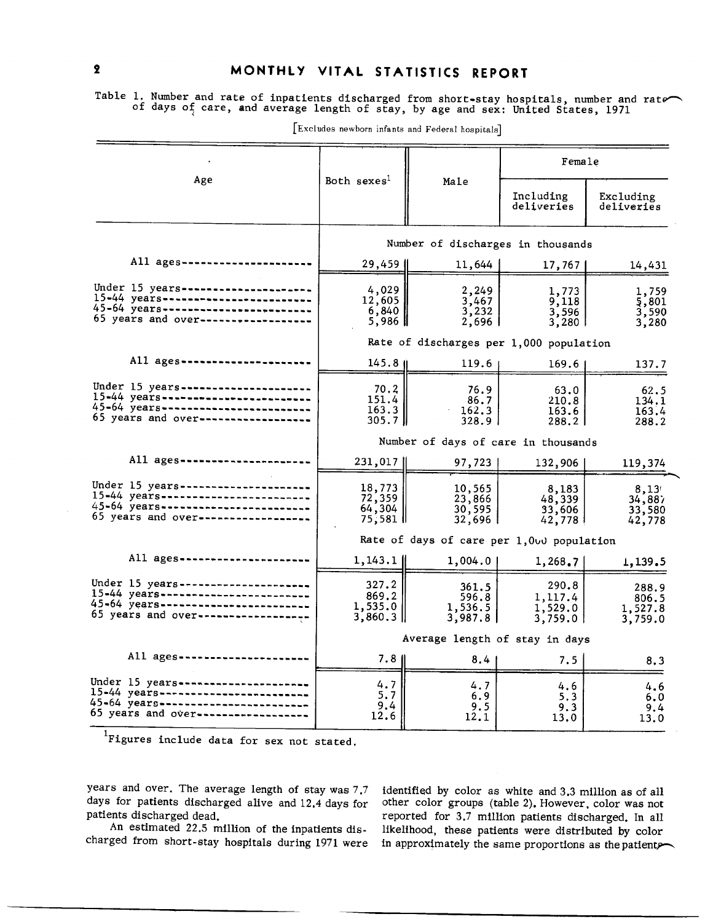Table 1. Number and rate of inpatients discharged from short-stay hospitals, number and rate of days of care, and average length of stay, by age and sex: United States, 1971

[Excludes newborn infants and Federal hospitals]

| Age | Both sexes[1] | Male | Female | |
|---|---|---|---|---|
| | | | Including deliveries | Excluding deliveries |
| | **Number of discharges in thousands** | | | |
| All ages | 29,459 | 11,644 | 17,767 | 14,431 |
| Under 15 years | 4,029 | 2,249 | 1,773 | 1,759 |
| 15-44 years | 12,605 | 3,467 | 9,118 | 5,801 |
| 45-64 years | 6,840 | 3,232 | 3,596 | 3,590 |
| 65 years and over | 5,986 | 2,696 | 3,280 | 3,280 |
| | **Rate of discharges per 1,000 population** | | | |
| All ages | 145.8 | 119.6 | 169.6 | 137.7 |
| Under 15 years | 70.2 | 76.9 | 63.0 | 62.5 |
| 15-44 years | 151.4 | 86.7 | 210.8 | 134.1 |
| 45-64 years | 163.3 | 162.3 | 163.6 | 163.4 |
| 65 years and over | 305.7 | 328.9 | 288.2 | 288.2 |
| | **Number of days of care in thousands** | | | |
| All ages | 231,017 | 97,723 | 132,906 | 119,374 |
| Under 15 years | 18,773 | 10,565 | 8,183 | 8,131 |
| 15-44 years | 72,359 | 23,866 | 48,339 | 34,887 |
| 45-64 years | 64,304 | 30,595 | 33,606 | 33,580 |
| 65 years and over | 75,581 | 32,696 | 42,778 | 42,778 |
| | **Rate of days of care per 1,000 population** | | | |
| All ages | 1,143.1 | 1,004.0 | 1,268.7 | 1,139.5 |
| Under 15 years | 327.2 | 361.5 | 290.8 | 288.9 |
| 15-44 years | 869.2 | 596.8 | 1,117.4 | 806.5 |
| 45-64 years | 1,535.0 | 1,536.5 | 1,529.0 | 1,527.8 |
| 65 years and over | 3,860.3 | 3,987.8 | 3,759.0 | 3,759.0 |
| | **Average length of stay in days** | | | |
| All ages | 7.8 | 8.4 | 7.5 | 8.3 |
| Under 15 years | 4.7 | 4.7 | 4.6 | 4.6 |
| 15-44 years | 5.7 | 6.9 | 5.3 | 6.0 |
| 45-64 years | 9.4 | 9.5 | 9.3 | 9.4 |
| 65 years and over | 12.6 | 12.1 | 13.0 | 13.0 |

[1]Figures include data for sex not stated.

years and over. The average length of stay was 7.7 days for patients discharged alive and 12.4 days for patients discharged dead.

An estimated 22.5 million of the inpatients discharged from short-stay hospitals during 1971 were identified by color as white and 3.3 million as of all other color groups (table 2). However, color was not reported for 3.7 million patients discharged. In all likelihood, these patients were distributed by color in approximately the same proportions as the patients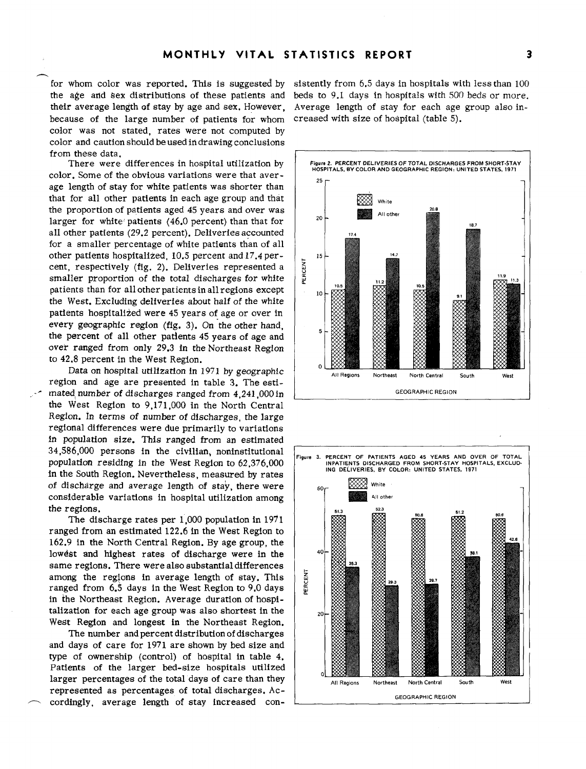for whom color was reported. This is suggested by the age and sex distributions of these patients and their average length of stay by age and sex. However, because of the large number of patients for whom color was not stated, rates were not computed by color and caution should be used in drawing conclusions from these data.

There were differences in hospital utilization by color. Some of the obvious variations were that average length of stay for white patients was shorter than that for all other patients in each age group and that the proportion of patients aged 45 years and over was larger for white patients (46.0 percent) than that for all other patients (29.2 percent). Deliveries accounted for a smaller percentage of white patients than of all other patients hospitalized, 10.5 percent and 17.4 percent, respectively (fig. 2). Deliveries represented a smaller proportion of the total discharges for white patients than for all other patients in all regions except the West. Excluding deliveries about half of the white patients hospitalized were 45 years of age or over in every geographic region (fig. 3). On the other hand, the percent of all other patients 45 years of age and over ranged from only 29.3 in the Northeast Region to 42.8 percent in the West Region.

Data on hospital utilization in 1971 by geographic region and age are presented in table 3. The estimated number of discharges ranged from 4,241,000 in the West Region to 9,171,000 in the North Central Region. In terms of number of discharges, the large regional differences were due primarily to variations in population size. This ranged from an estimated 34,586,000 persons in the civilian, noninstitutional population residing in the West Region to 62,376,000 in the South Region. Nevertheless, measured by rates of discharge and average length of stay, there were considerable variations in hospital utilization among the regions.

The discharge rates per 1,000 population in 1971 ranged from an estimated 122.6 in the West Region to 162.9 in the North Central Region. By age group, the lowest and highest rates of discharge were in the same regions. There were also substantial differences among the regions in average length of stay. This ranged from 6.5 days in the West Region to 9.0 days in the Northeast Region. Average duration of hospitalization for each age group was also shortest in the West Region and longest in the Northeast Region.

The number and percent distribution of discharges and days of care for 1971 are shown by bed size and type of ownership (control) of hospital in table 4. Patients of the larger bed-size hospitals utilized larger percentages of the total days of care than they represented as percentages of total discharges. Accordingly, average length of stay increased consistently from 6.5 days in hospitals with less than 100 beds to 9.1 days in hospitals with 500 beds or more. Average length of stay for each age group also increased with size of hospital (table 5).

**Figure 2. PERCENT DELIVERIES OF TOTAL DISCHARGES FROM SHORT-STAY HOSPITALS, BY COLOR AND GEOGRAPHIC REGION: UNITED STATES, 1971**

| Geographic region | White | All other |
|---|---|---|
| All Regions | 10.5 | 17.4 |
| Northeast | 11.2 | 14.7 |
| North Central | 10.5 | 20.8 |
| South | 9.1 | 18.7 |
| West | 11.9 | 11.3 |

**Figure 3. PERCENT OF PATIENTS AGED 45 YEARS AND OVER OF TOTAL INPATIENTS DISCHARGED FROM SHORT-STAY HOSPITALS, EXCLUDING DELIVERIES, BY COLOR: UNITED STATES, 1971**

| Geographic region | White | All other |
|---|---|---|
| All Regions | 51.3 | 35.3 |
| Northeast | 52.3 | 29.3 |
| North Central | 50.8 | 29.7 |
| South | 51.2 | 38.1 |
| West | 50.6 | 42.8 |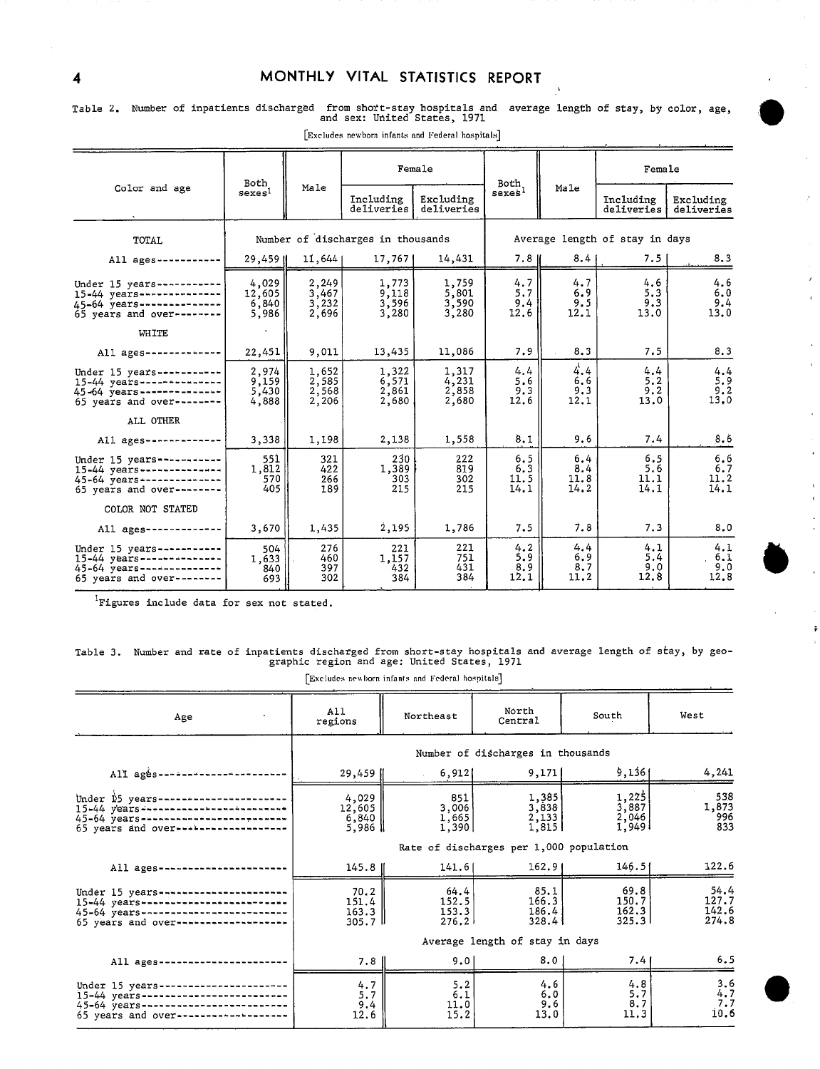Table 2. Number of inpatients discharged from short-stay hospitals and average length of stay, by color, age, and sex: United States, 1971

[Excludes newborn infants and Federal hospitals]

| Color and age | Both sexes[1] | Male | Female | | Both sexes[1] | Male | Female | |
|---|---|---|---|---|---|---|---|---|
| | | | Including deliveries | Excluding deliveries | | | Including deliveries | Excluding deliveries |
| TOTAL | Number of discharges in thousands | | | | Average length of stay in days | | | |
| All ages | 29,459 | 11,644 | 17,767 | 14,431 | 7.8 | 8.4 | 7.5 | 8.3 |
| Under 15 years | 4,029 | 2,249 | 1,773 | 1,759 | 4.7 | 4.7 | 4.6 | 4.6 |
| 15-44 years | 12,605 | 3,467 | 9,118 | 5,801 | 5.7 | 6.9 | 5.3 | 6.0 |
| 45-64 years | 6,840 | 3,232 | 3,596 | 3,590 | 9.4 | 9.5 | 9.3 | 9.4 |
| 65 years and over | 5,986 | 2,696 | 3,280 | 3,280 | 12.6 | 12.1 | 13.0 | 13.0 |
| WHITE | | | | | | | | |
| All ages | 22,451 | 9,011 | 13,435 | 11,086 | 7.9 | 8.3 | 7.5 | 8.3 |
| Under 15 years | 2,974 | 1,652 | 1,322 | 1,317 | 4.4 | 4.4 | 4.4 | 4.4 |
| 15-44 years | 9,159 | 2,585 | 6,571 | 4,231 | 5.6 | 6.6 | 5.2 | 5.9 |
| 45-64 years | 5,430 | 2,568 | 2,861 | 2,858 | 9.3 | 9.3 | 9.2 | 9.2 |
| 65 years and over | 4,888 | 2,206 | 2,680 | 2,680 | 12.6 | 12.1 | 13.0 | 13.0 |
| ALL OTHER | | | | | | | | |
| All ages | 3,338 | 1,198 | 2,138 | 1,558 | 8.1 | 9.6 | 7.4 | 8.6 |
| Under 15 years | 551 | 321 | 230 | 222 | 6.5 | 6.4 | 6.5 | 6.6 |
| 15-44 years | 1,812 | 422 | 1,389 | 819 | 6.3 | 8.4 | 5.6 | 6.7 |
| 45-64 years | 570 | 266 | 303 | 302 | 11.5 | 11.8 | 11.1 | 11.2 |
| 65 years and over | 405 | 189 | 215 | 215 | 14.1 | 14.2 | 14.1 | 14.1 |
| COLOR NOT STATED | | | | | | | | |
| All ages | 3,670 | 1,435 | 2,195 | 1,786 | 7.5 | 7.8 | 7.3 | 8.0 |
| Under 15 years | 504 | 276 | 221 | 221 | 4.2 | 4.4 | 4.1 | 4.1 |
| 15-44 years | 1,633 | 460 | 1,157 | 751 | 5.9 | 6.9 | 5.4 | 6.1 |
| 45-64 years | 840 | 397 | 432 | 431 | 8.9 | 8.7 | 9.0 | 9.0 |
| 65 years and over | 693 | 302 | 384 | 384 | 12.1 | 11.2 | 12.8 | 12.8 |

[1]Figures include data for sex not stated.

Table 3. Number and rate of inpatients discharged from short-stay hospitals and average length of stay, by geographic region and age: United States, 1971

[Excludes newborn infants and Federal hospitals]

| Age | All regions | Northeast | North Central | South | West |
|---|---|---|---|---|---|
| | Number of discharges in thousands | | | | |
| All ages | 29,459 | 6,912 | 9,171 | 9,136 | 4,241 |
| Under 15 years | 4,029 | 851 | 1,385 | 1,225 | 538 |
| 15-44 years | 12,605 | 3,006 | 3,838 | 3,887 | 1,873 |
| 45-64 years | 6,840 | 1,665 | 2,133 | 2,046 | 996 |
| 65 years and over | 5,986 | 1,390 | 1,815 | 1,949 | 833 |
| | Rate of discharges per 1,000 population | | | | |
| All ages | 145.8 | 141.6 | 162.9 | 146.5 | 122.6 |
| Under 15 years | 70.2 | 64.4 | 85.1 | 69.8 | 54.4 |
| 15-44 years | 151.4 | 152.5 | 166.3 | 150.7 | 127.7 |
| 45-64 years | 163.3 | 153.3 | 186.4 | 162.3 | 142.6 |
| 65 years and over | 305.7 | 276.2 | 328.4 | 325.3 | 274.8 |
| | Average length of stay in days | | | | |
| All ages | 7.8 | 9.0 | 8.0 | 7.4 | 6.5 |
| Under 15 years | 4.7 | 5.2 | 4.6 | 4.8 | 3.6 |
| 15-44 years | 5.7 | 6.1 | 6.0 | 5.7 | 4.7 |
| 45-64 years | 9.4 | 11.0 | 9.6 | 8.7 | 7.7 |
| 65 years and over | 12.6 | 15.2 | 13.0 | 11.3 | 10.6 |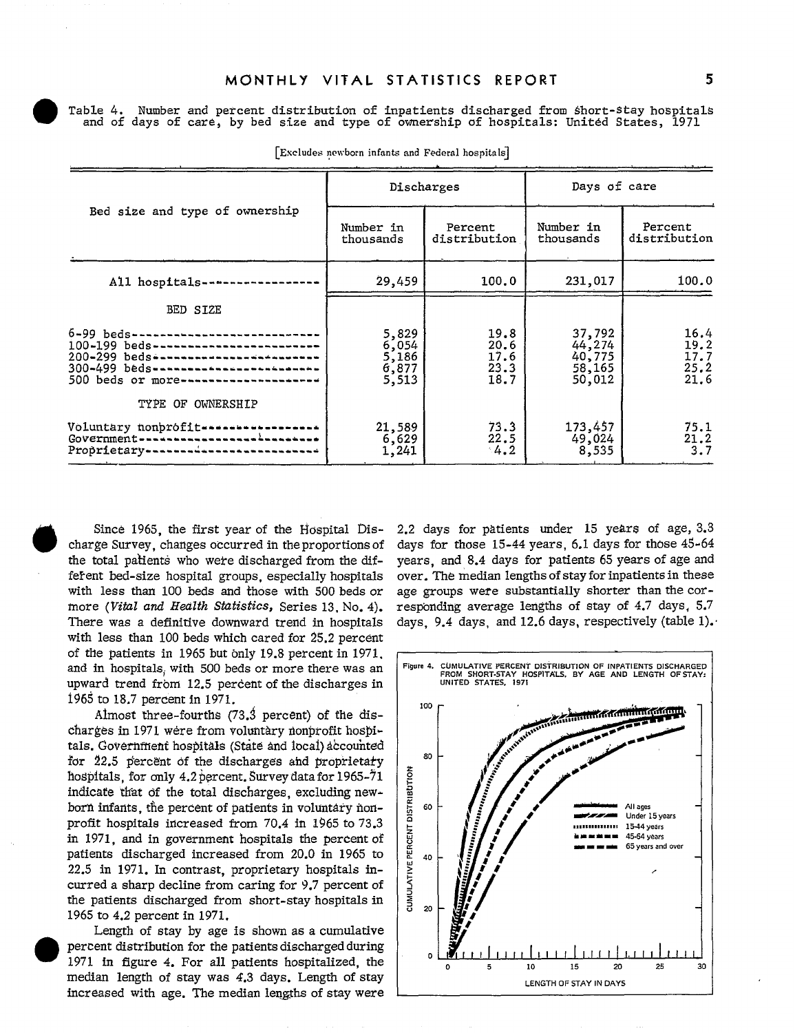Table 4. Number and percent distribution of inpatients discharged from short-stay hospitals and of days of care, by bed size and type of ownership of hospitals: United States, 1971

[Excludes newborn infants and Federal hospitals]

| Bed size and type of ownership | Discharges | | Days of care | |
|---|---|---|---|---|
| | Number in thousands | Percent distribution | Number in thousands | Percent distribution |
| All hospitals | 29,459 | 100.0 | 231,017 | 100.0 |
| **BED SIZE** | | | | |
| 6-99 beds | 5,829 | 19.8 | 37,792 | 16.4 |
| 100-199 beds | 6,054 | 20.6 | 44,274 | 19.2 |
| 200-299 beds | 5,186 | 17.6 | 40,775 | 17.7 |
| 300-499 beds | 6,877 | 23.3 | 58,165 | 25.2 |
| 500 beds or more | 5,513 | 18.7 | 50,012 | 21.6 |
| **TYPE OF OWNERSHIP** | | | | |
| Voluntary nonprofit | 21,589 | 73.3 | 173,457 | 75.1 |
| Government | 6,629 | 22.5 | 49,024 | 21.2 |
| Proprietary | 1,241 | 4.2 | 8,535 | 3.7 |

Since 1965, the first year of the Hospital Discharge Survey, changes occurred in the proportions of the total patients who were discharged from the different bed-size hospital groups, especially hospitals with less than 100 beds and those with 500 beds or more (*Vital and Health Statistics*, Series 13, No. 4). There was a definitive downward trend in hospitals with less than 100 beds which cared for 25.2 percent of the patients in 1965 but only 19.8 percent in 1971, and in hospitals with 500 beds or more there was an upward trend from 12.5 percent of the discharges in 1965 to 18.7 percent in 1971.

Almost three-fourths (73.3 percent) of the discharges in 1971 were from voluntary nonprofit hospitals. Government hospitals (State and local) accounted for 22.5 percent of the discharges and proprietary hospitals, for only 4.2 percent. Survey data for 1965-71 indicate that of the total discharges, excluding newborn infants, the percent of patients in voluntary nonprofit hospitals increased from 70.4 in 1965 to 73.3 in 1971, and in government hospitals the percent of patients discharged increased from 20.0 in 1965 to 22.5 in 1971. In contrast, proprietary hospitals incurred a sharp decline from caring for 9.7 percent of the patients discharged from short-stay hospitals in 1965 to 4.2 percent in 1971.

Length of stay by age is shown as a cumulative percent distribution for the patients discharged during 1971 in figure 4. For all patients hospitalized, the median length of stay was 4.3 days. Length of stay increased with age. The median lengths of stay were 2.2 days for patients under 15 years of age, 3.3 days for those 15-44 years, 6.1 days for those 45-64 years, and 8.4 days for patients 65 years of age and over. The median lengths of stay for inpatients in these age groups were substantially shorter than the corresponding average lengths of stay of 4.7 days, 5.7 days, 9.4 days, and 12.6 days, respectively (table 1).

Figure 4. CUMULATIVE PERCENT DISTRIBUTION OF INPATIENTS DISCHARGED FROM SHORT-STAY HOSPITALS, BY AGE AND LENGTH OF STAY: UNITED STATES, 1971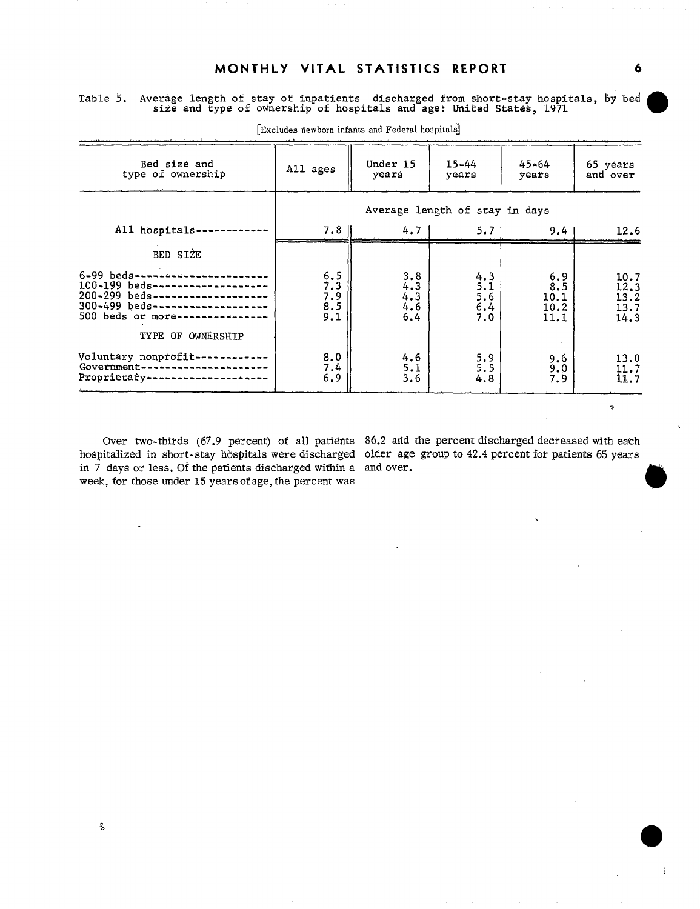Table 5. Average length of stay of inpatients discharged from short-stay hospitals, by bed size and type of ownership of hospitals and age: United States, 1971

[Excludes newborn infants and Federal hospitals]

| Bed size and type of ownership | All ages | Under 15 years | 15-44 years | 45-64 years | 65 years and over |
|---|---|---|---|---|---|
| | Average length of stay in days | | | | |
| All hospitals | 7.8 | 4.7 | 5.7 | 9.4 | 12.6 |
| **BED SIZE** | | | | | |
| 6-99 beds | 6.5 | 3.8 | 4.3 | 6.9 | 10.7 |
| 100-199 beds | 7.3 | 4.3 | 5.1 | 8.5 | 12.3 |
| 200-299 beds | 7.9 | 4.3 | 5.6 | 10.1 | 13.2 |
| 300-499 beds | 8.5 | 4.6 | 6.4 | 10.2 | 13.7 |
| 500 beds or more | 9.1 | 6.4 | 7.0 | 11.1 | 14.3 |
| **TYPE OF OWNERSHIP** | | | | | |
| Voluntary nonprofit | 8.0 | 4.6 | 5.9 | 9.6 | 13.0 |
| Government | 7.4 | 5.1 | 5.5 | 9.0 | 11.7 |
| Proprietary | 6.9 | 3.6 | 4.8 | 7.9 | 11.7 |

Over two-thirds (67.9 percent) of all patients hospitalized in short-stay hospitals were discharged in 7 days or less. Of the patients discharged within a week, for those under 15 years of age, the percent was 86.2 and the percent discharged decreased with each older age group to 42.4 percent for patients 65 years and over.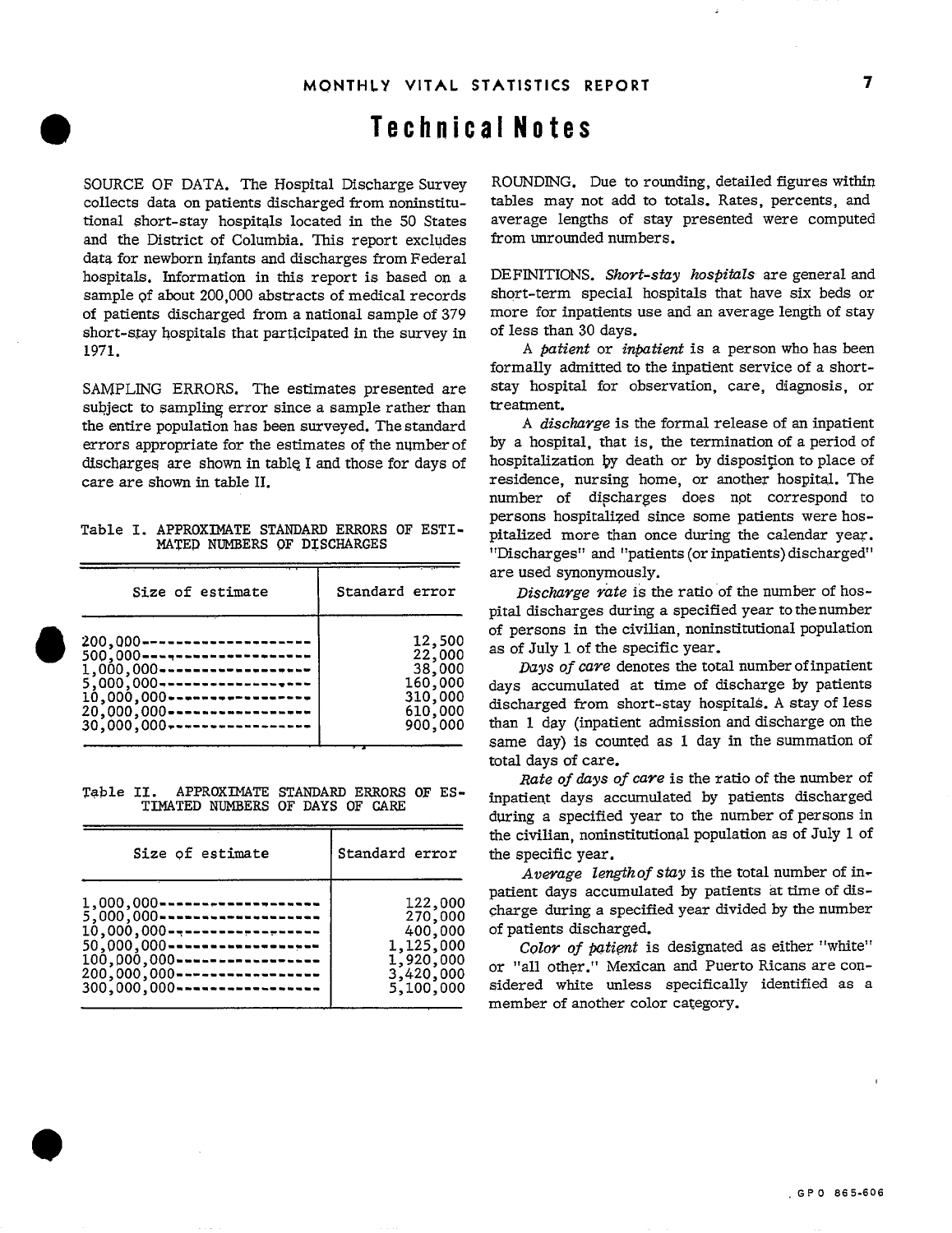# Technical Notes

SOURCE OF DATA. The Hospital Discharge Survey collects data on patients discharged from noninstitutional short-stay hospitals located in the 50 States and the District of Columbia. This report excludes data for newborn infants and discharges from Federal hospitals. Information in this report is based on a sample of about 200,000 abstracts of medical records of patients discharged from a national sample of 379 short-stay hospitals that participated in the survey in 1971.

SAMPLING ERRORS. The estimates presented are subject to sampling error since a sample rather than the entire population has been surveyed. The standard errors appropriate for the estimates of the number of discharges are shown in table I and those for days of care are shown in table II.

Table I. APPROXIMATE STANDARD ERRORS OF ESTIMATED NUMBERS OF DISCHARGES

| Size of estimate | Standard error |
|---|---|
| 200,000 | 12,500 |
| 500,000 | 22,000 |
| 1,000,000 | 38,000 |
| 5,000,000 | 160,000 |
| 10,000,000 | 310,000 |
| 20,000,000 | 610,000 |
| 30,000,000 | 900,000 |

Table II. APPROXIMATE STANDARD ERRORS OF ESTIMATED NUMBERS OF DAYS OF CARE

| Size of estimate | Standard error |
|---|---|
| 1,000,000 | 122,000 |
| 5,000,000 | 270,000 |
| 10,000,000 | 400,000 |
| 50,000,000 | 1,125,000 |
| 100,000,000 | 1,920,000 |
| 200,000,000 | 3,420,000 |
| 300,000,000 | 5,100,000 |

ROUNDING. Due to rounding, detailed figures within tables may not add to totals. Rates, percents, and average lengths of stay presented were computed from unrounded numbers.

DEFINITIONS. *Short-stay hospitals* are general and short-term special hospitals that have six beds or more for inpatients use and an average length of stay of less than 30 days.

A *patient* or *inpatient* is a person who has been formally admitted to the inpatient service of a short-stay hospital for observation, care, diagnosis, or treatment.

A *discharge* is the formal release of an inpatient by a hospital, that is, the termination of a period of hospitalization by death or by disposition to place of residence, nursing home, or another hospital. The number of discharges does not correspond to persons hospitalized since some patients were hospitalized more than once during the calendar year. "Discharges" and "patients (or inpatients) discharged" are used synonymously.

*Discharge rate* is the ratio of the number of hospital discharges during a specified year to the number of persons in the civilian, noninstitutional population as of July 1 of the specific year.

*Days of care* denotes the total number of inpatient days accumulated at time of discharge by patients discharged from short-stay hospitals. A stay of less than 1 day (inpatient admission and discharge on the same day) is counted as 1 day in the summation of total days of care.

*Rate of days of care* is the ratio of the number of inpatient days accumulated by patients discharged during a specified year to the number of persons in the civilian, noninstitutional population as of July 1 of the specific year.

*Average length of stay* is the total number of inpatient days accumulated by patients at time of discharge during a specified year divided by the number of patients discharged.

*Color of patient* is designated as either "white" or "all other." Mexican and Puerto Ricans are considered white unless specifically identified as a member of another color category.